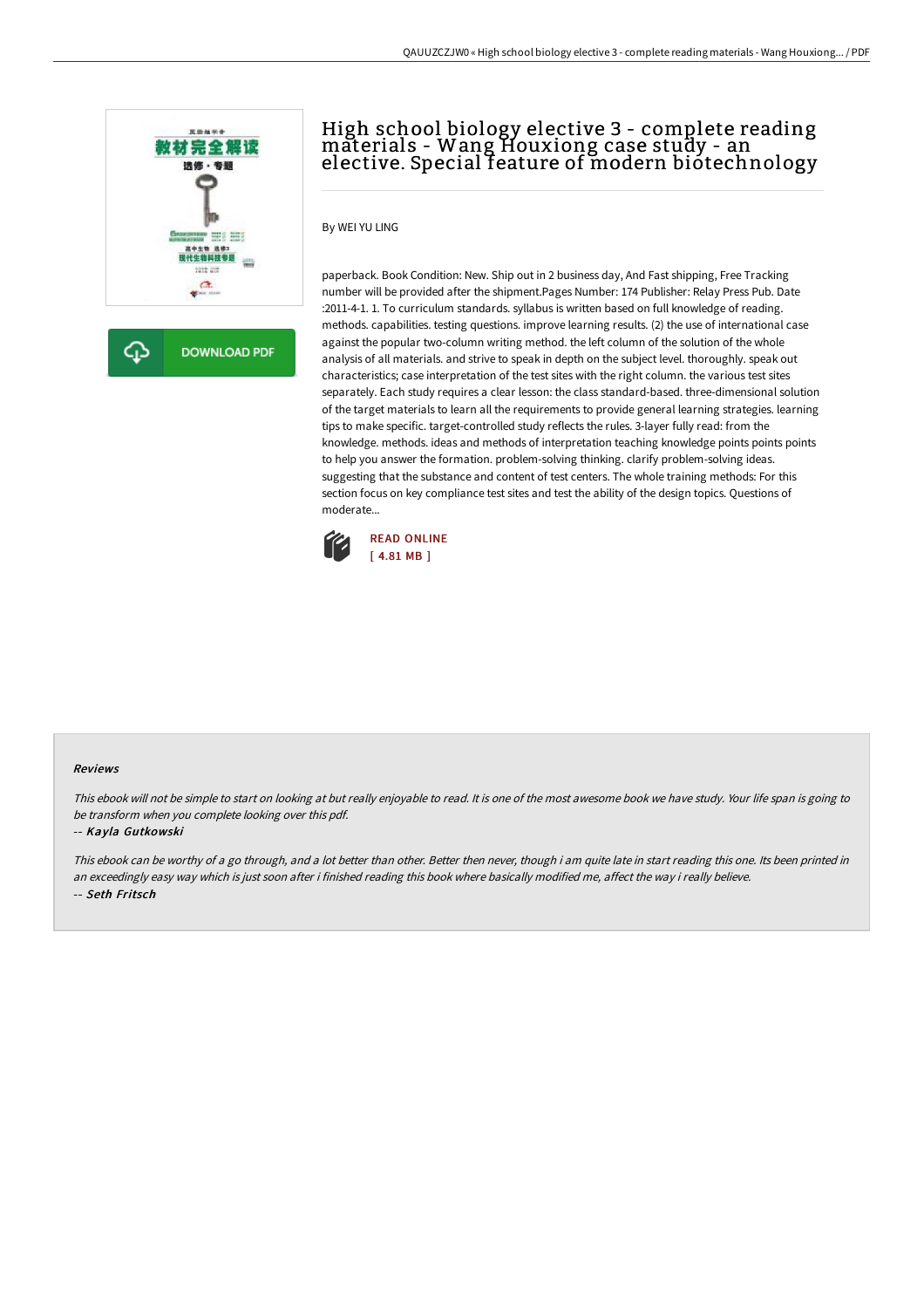# High school biology elective 3 - complete reading materials - Wang Houxiong case study - an elective. Special feature of modern biotechnology

By WEI YU LING

paperback. Book Condition: New. Ship out in 2 business day, And Fast shipping, Free Tracking number will be provided after the shipment.Pages Number: 174 Publisher: Relay Press Pub. Date :2011-4-1. 1. To curriculum standards. syllabus is written based on full knowledge of reading. methods. capabilities. testing questions. improve learning results. (2) the use of international case against the popular two-column writing method. the left column of the solution of the whole analysis of all materials. and strive to speak in depth on the subject level. thoroughly. speak out characteristics; case interpretation of the test sites with the right column. the various test sites separately. Each study requires a clear lesson: the class standard-based. three-dimensional solution of the target materials to learn all the requirements to provide general learning strategies. learning tips to make specific. target-controlled study reflects the rules. 3-layer fully read: from the knowledge. methods. ideas and methods of interpretation teaching knowledge points points points to help you answer the formation. problem-solving thinking. clarify problem-solving ideas. suggesting that the substance and content of test centers. The whole training methods: For this section focus on key compliance test sites and test the ability of the design topics. Questions of moderate...

READ ONLINE
[ 4.81 MB ]

DOWNLOAD PDF

### Reviews

*This ebook will not be simple to start on looking at but really enjoyable to read. It is one of the most awesome book we have study. Your life span is going to be transform when you complete looking over this pdf.*

-- ***Kayla Gutkowski***

*This ebook can be worthy of a go through, and a lot better than other. Better then never, though i am quite late in start reading this one. Its been printed in an exceedingly easy way which is just soon after i finished reading this book where basically modified me, affect the way i really believe.*

-- ***Seth Fritsch***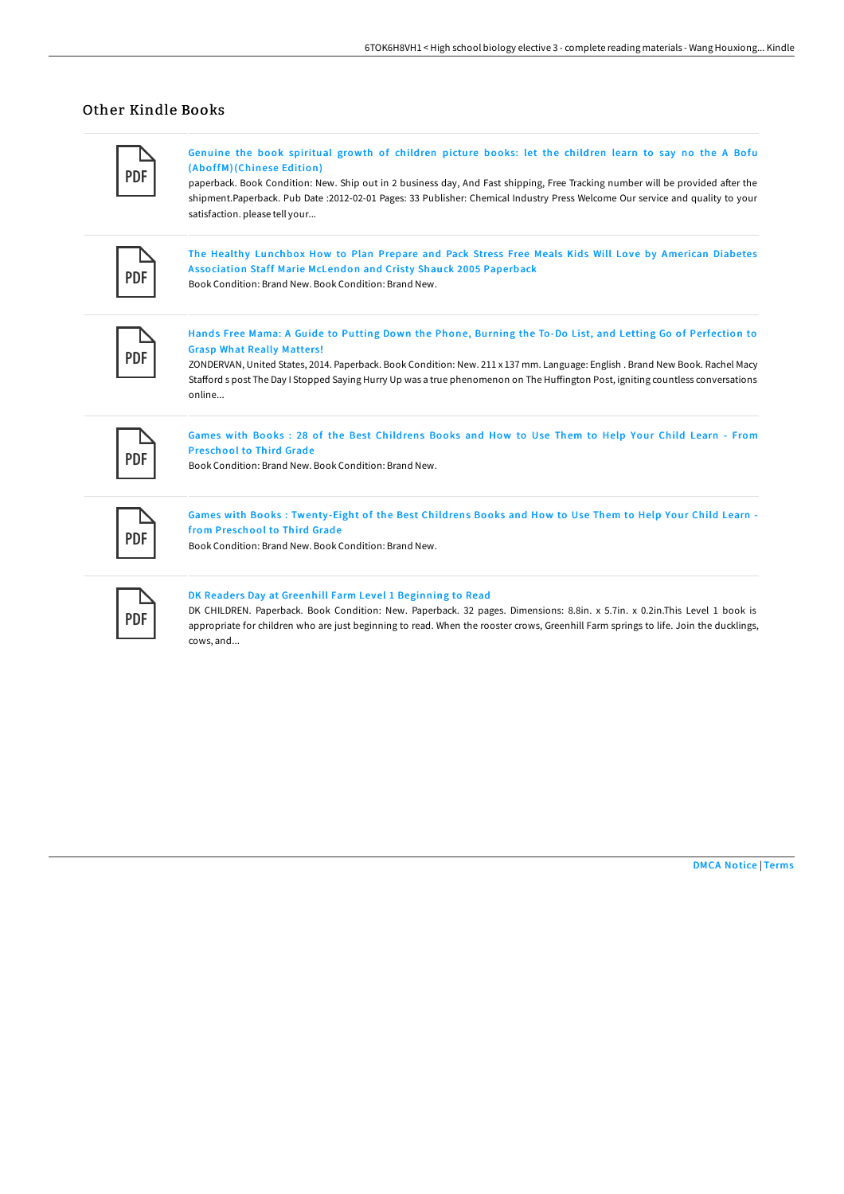## Other Kindle Books

**Genuine the book spiritual growth of children picture books: let the children learn to say no the A Bofu (AboffM)(Chinese Edition)**

paperback. Book Condition: New. Ship out in 2 business day, And Fast shipping, Free Tracking number will be provided after the shipment.Paperback. Pub Date :2012-02-01 Pages: 33 Publisher: Chemical Industry Press Welcome Our service and quality to your satisfaction. please tell your...

**The Healthy Lunchbox How to Plan Prepare and Pack Stress Free Meals Kids Will Love by American Diabetes Association Staff Marie McLendon and Cristy Shauck 2005 Paperback**

Book Condition: Brand New. Book Condition: Brand New.

**Hands Free Mama: A Guide to Putting Down the Phone, Burning the To-Do List, and Letting Go of Perfection to Grasp What Really Matters!**

ZONDERVAN, United States, 2014. Paperback. Book Condition: New. 211 x 137 mm. Language: English . Brand New Book. Rachel Macy Stafford s post The Day I Stopped Saying Hurry Up was a true phenomenon on The Huffington Post, igniting countless conversations online...

**Games with Books : 28 of the Best Childrens Books and How to Use Them to Help Your Child Learn - From Preschool to Third Grade**

Book Condition: Brand New. Book Condition: Brand New.

**Games with Books : Twenty-Eight of the Best Childrens Books and How to Use Them to Help Your Child Learn - from Preschool to Third Grade**

Book Condition: Brand New. Book Condition: Brand New.

**DK Readers Day at Greenhill Farm Level 1 Beginning to Read**

DK CHILDREN. Paperback. Book Condition: New. Paperback. 32 pages. Dimensions: 8.8in. x 5.7in. x 0.2in.This Level 1 book is appropriate for children who are just beginning to read. When the rooster crows, Greenhill Farm springs to life. Join the ducklings, cows, and...